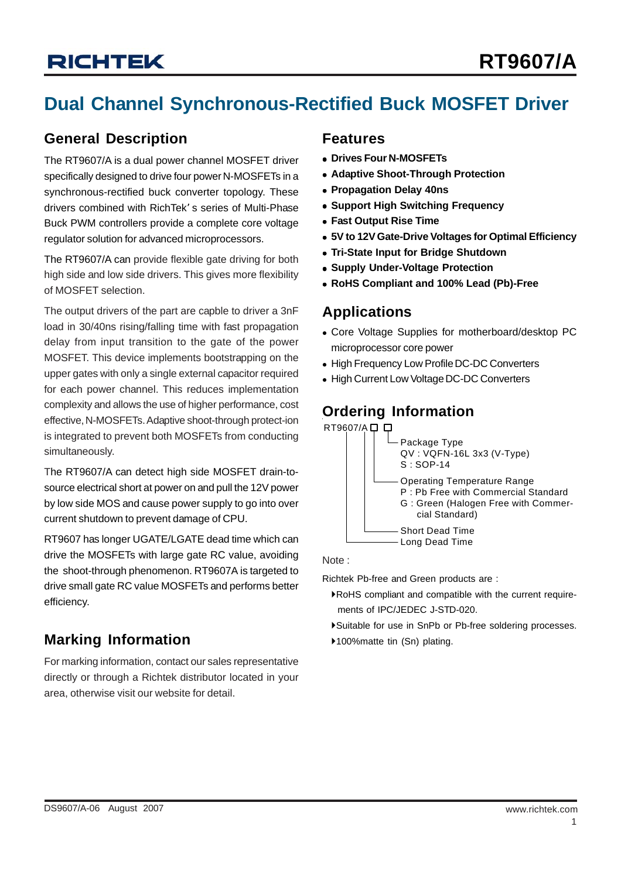# RT9607/A

## Dual Channel Synchronous-Rectified Buck MOSFET Driver

### General Description

The RT9607/A is a dual power channel MOSFET driver specifically designed to drive four power N-MOSFETs in a synchronous-rectified buck converter topology. These drivers combined with RichTek's series of Multi-Phase Buck PWM controllers provide a complete core voltage regulator solution for advanced microprocessors.

The RT9607/A can provide flexible gate driving for both high side and low side drivers. This gives more flexibility of MOSFET selection.

The output drivers of the part are capble to driver a 3nF load in 30/40ns rising/falling time with fast propagation delay from input transition to the gate of the power MOSFET. This device implements bootstrapping on the upper gates with only a single external capacitor required for each power channel. This reduces implementation complexity and allows the use of higher performance, cost effective, N-MOSFETs. Adaptive shoot-through protect-ion is integrated to prevent both MOSFETs from conducting simultaneously.

The RT9607/A can detect high side MOSFET drain-to-source electrical short at power on and pull the 12V power by low side MOS and cause power supply to go into over current shutdown to prevent damage of CPU.

RT9607 has longer UGATE/LGATE dead time which can drive the MOSFETs with large gate RC value, avoiding the shoot-through phenomenon. RT9607A is targeted to drive small gate RC value MOSFETs and performs better efficiency.

### Marking Information

For marking information, contact our sales representative directly or through a Richtek distributor located in your area, otherwise visit our website for detail.

### Features

- **Drives Four N-MOSFETs**
- **Adaptive Shoot-Through Protection**
- **Propagation Delay 40ns**
- **Support High Switching Frequency**
- **Fast Output Rise Time**
- **5V to 12V Gate-Drive Voltages for Optimal Efficiency**
- **Tri-State Input for Bridge Shutdown**
- **Supply Under-Voltage Protection**
- **RoHS Compliant and 100% Lead (Pb)-Free**

### Applications

- Core Voltage Supplies for motherboard/desktop PC microprocessor core power
- High Frequency Low Profile DC-DC Converters
- High Current Low Voltage DC-DC Converters

### Ordering Information

```
RT9607/A □ □
 │   │  │  └─ Package Type
 │   │  │     QV : VQFN-16L 3x3 (V-Type)
 │   │  │     S : SOP-14
 │   │  └──── Operating Temperature Range
 │   │        P : Pb Free with Commercial Standard
 │   │        G : Green (Halogen Free with Commer-
 │   │            cial Standard)
 │   └─────── Short Dead Time
 └─────────── Long Dead Time
```

Note :

Richtek Pb-free and Green products are :

- RoHS compliant and compatible with the current requirements of IPC/JEDEC J-STD-020.
- Suitable for use in SnPb or Pb-free soldering processes.
- 100%matte tin (Sn) plating.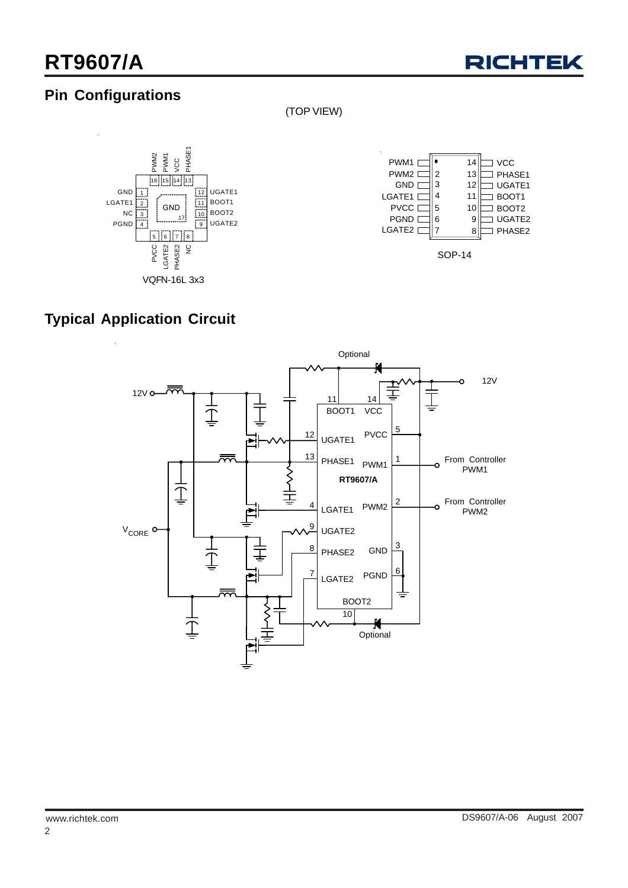## Pin Configurations

(TOP VIEW)

VQFN-16L 3x3

| Pin | Name |
|---|---|
| 1 | GND |
| 2 | LGATE1 |
| 3 | NC |
| 4 | PGND |
| 5 | PVCC |
| 6 | LGATE2 |
| 7 | PHASE2 |
| 8 | NC |
| 9 | UGATE2 |
| 10 | BOOT2 |
| 11 | BOOT1 |
| 12 | UGATE1 |
| 13 | PHASE1 |
| 14 | VCC |
| 15 | PWM1 |
| 16 | PWM2 |
| 17 | GND |

SOP-14

| Pin | Name | Pin | Name |
|---|---|---|---|
| 1 | PWM1 | 14 | VCC |
| 2 | PWM2 | 13 | PHASE1 |
| 3 | GND | 12 | UGATE1 |
| 4 | LGATE1 | 11 | BOOT1 |
| 5 | PVCC | 10 | BOOT2 |
| 6 | PGND | 9 | UGATE2 |
| 7 | LGATE2 | 8 | PHASE2 |

## Typical Application Circuit

Optional, 12V, 11 BOOT1, 14 VCC, 12V, 12 UGATE1, PVCC 5, 13 PHASE1, PWM1 1, From Controller PWM1, RT9607/A, 4 LGATE1, PWM2 2, From Controller PWM2, $V_{CORE}$, 9 UGATE2, 8 PHASE2, GND 3, 7 LGATE2, PGND 6, BOOT2 10, Optional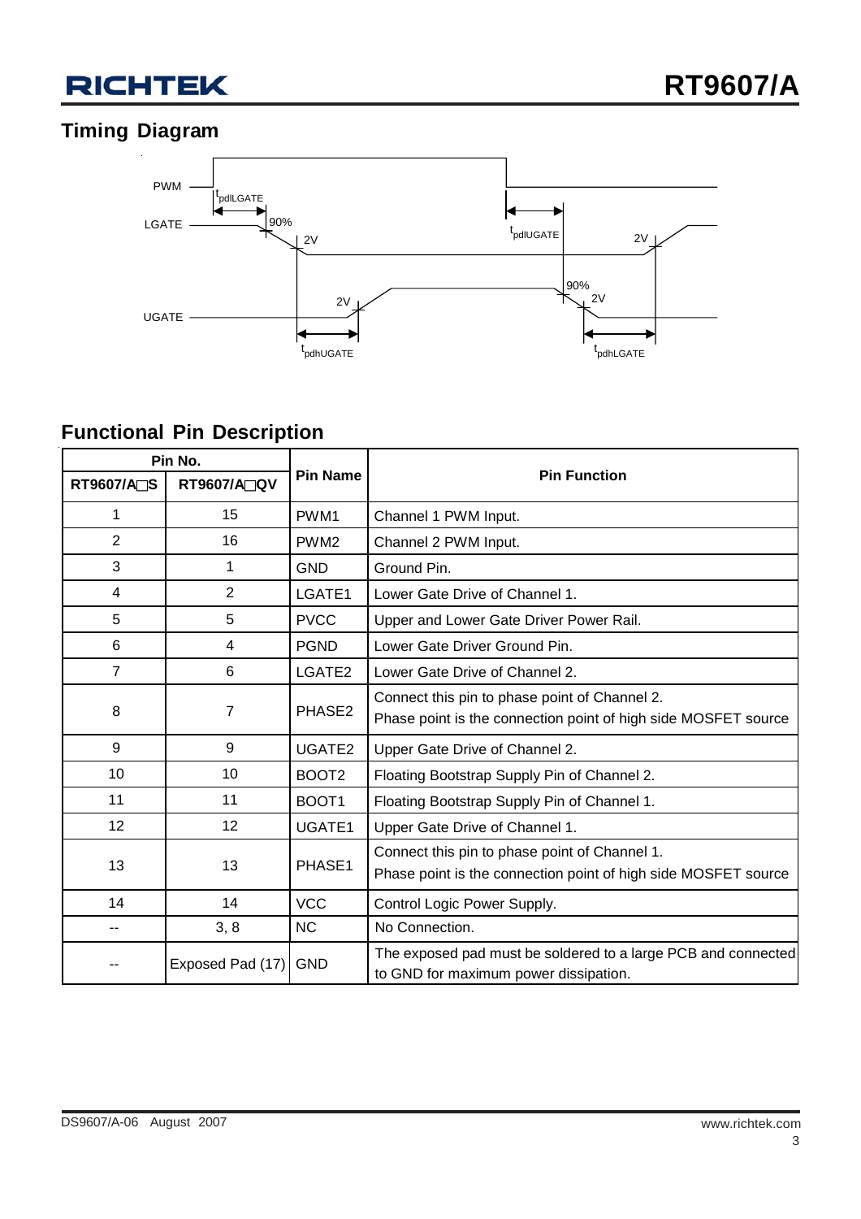## Timing Diagram

PWM

$t_{pdlLGATE}$

LGATE

90%

2V

$t_{pdlUGATE}$

2V

90%

2V

UGATE

2V

$t_{pdhUGATE}$

$t_{pdhLGATE}$

## Functional Pin Description

| Pin No. | | Pin Name | Pin Function |
|---|---|---|---|
| RT9607/A□S | RT9607/A□QV | | |
| 1 | 15 | PWM1 | Channel 1 PWM Input. |
| 2 | 16 | PWM2 | Channel 2 PWM Input. |
| 3 | 1 | GND | Ground Pin. |
| 4 | 2 | LGATE1 | Lower Gate Drive of Channel 1. |
| 5 | 5 | PVCC | Upper and Lower Gate Driver Power Rail. |
| 6 | 4 | PGND | Lower Gate Driver Ground Pin. |
| 7 | 6 | LGATE2 | Lower Gate Drive of Channel 2. |
| 8 | 7 | PHASE2 | Connect this pin to phase point of Channel 2. Phase point is the connection point of high side MOSFET source |
| 9 | 9 | UGATE2 | Upper Gate Drive of Channel 2. |
| 10 | 10 | BOOT2 | Floating Bootstrap Supply Pin of Channel 2. |
| 11 | 11 | BOOT1 | Floating Bootstrap Supply Pin of Channel 1. |
| 12 | 12 | UGATE1 | Upper Gate Drive of Channel 1. |
| 13 | 13 | PHASE1 | Connect this pin to phase point of Channel 1. Phase point is the connection point of high side MOSFET source |
| 14 | 14 | VCC | Control Logic Power Supply. |
| -- | 3, 8 | NC | No Connection. |
| -- | Exposed Pad (17) | GND | The exposed pad must be soldered to a large PCB and connected to GND for maximum power dissipation. |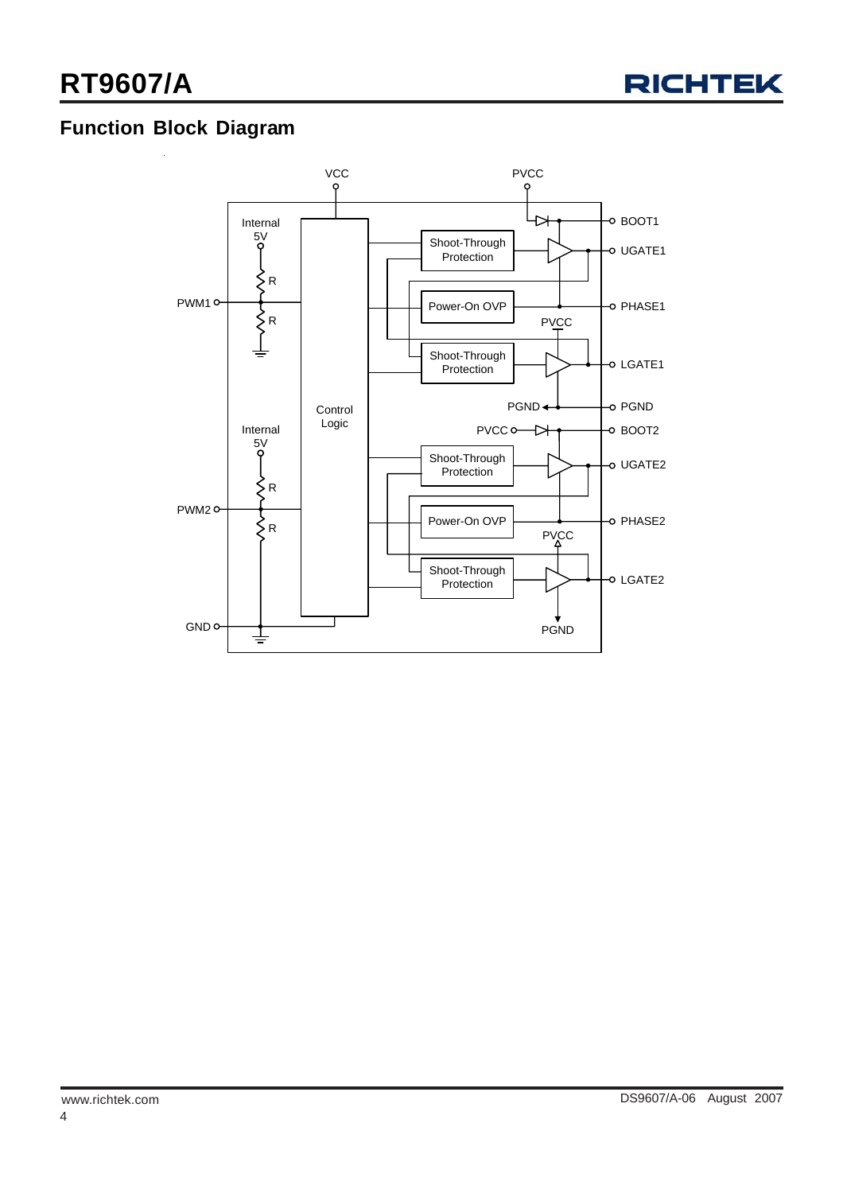## Function Block Diagram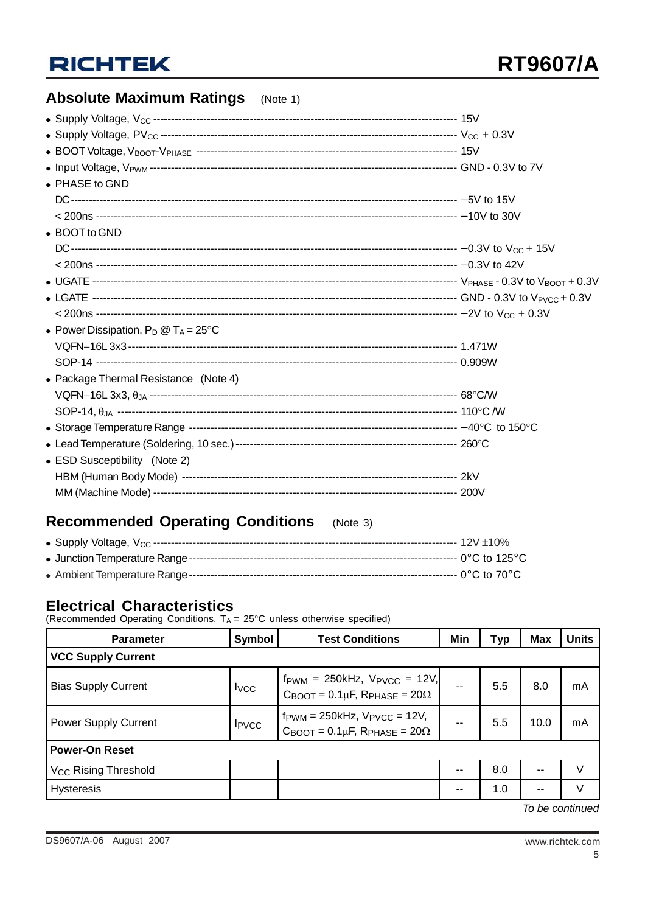## Absolute Maximum Ratings (Note 1)

- Supply Voltage, $V_{CC}$ ---------- 15V
- Supply Voltage, $PV_{CC}$ ---------- $V_{CC}$ + 0.3V
- BOOT Voltage, $V_{BOOT}$-$V_{PHASE}$ ---------- 15V
- Input Voltage, $V_{PWM}$ ---------- GND - 0.3V to 7V
- PHASE to GND
  - DC ---------- −5V to 15V
  - < 200ns ---------- −10V to 30V
- BOOT to GND
  - DC ---------- −0.3V to $V_{CC}$ + 15V
  - < 200ns ---------- −0.3V to 42V
- UGATE ---------- $V_{PHASE}$ - 0.3V to $V_{BOOT}$ + 0.3V
- LGATE ---------- GND - 0.3V to $V_{PVCC}$ + 0.3V
  - < 200ns ---------- −2V to $V_{CC}$ + 0.3V
- Power Dissipation, $P_D$ @ $T_A$ = 25°C
  - VQFN−16L 3x3 ---------- 1.471W
  - SOP-14 ---------- 0.909W
- Package Thermal Resistance (Note 4)
  - VQFN−16L 3x3, $\theta_{JA}$ ---------- 68°C/W
  - SOP-14, $\theta_{JA}$ ---------- 110°C /W
- Storage Temperature Range ---------- −40°C to 150°C
- Lead Temperature (Soldering, 10 sec.) ---------- 260°C
- ESD Susceptibility (Note 2)
  - HBM (Human Body Mode) ---------- 2kV
  - MM (Machine Mode) ---------- 200V

## Recommended Operating Conditions (Note 3)

- Supply Voltage, $V_{CC}$ ---------- 12V ±10%
- Junction Temperature Range ---------- 0°C to 125°C
- Ambient Temperature Range ---------- 0°C to 70°C

## Electrical Characteristics

(Recommended Operating Conditions, $T_A$ = 25°C unless otherwise specified)

| Parameter | Symbol | Test Conditions | Min | Typ | Max | Units |
|---|---|---|---|---|---|---|
| **VCC Supply Current** | | | | | | |
| Bias Supply Current | $I_{VCC}$ | $f_{PWM}$ = 250kHz, $V_{PVCC}$ = 12V, $C_{BOOT}$ = 0.1μF, $R_{PHASE}$ = 20Ω | -- | 5.5 | 8.0 | mA |
| Power Supply Current | $I_{PVCC}$ | $f_{PWM}$ = 250kHz, $V_{PVCC}$ = 12V, $C_{BOOT}$ = 0.1μF, $R_{PHASE}$ = 20Ω | -- | 5.5 | 10.0 | mA |
| **Power-On Reset** | | | | | | |
| $V_{CC}$ Rising Threshold | | | -- | 8.0 | -- | V |
| Hysteresis | | | -- | 1.0 | -- | V |

*To be continued*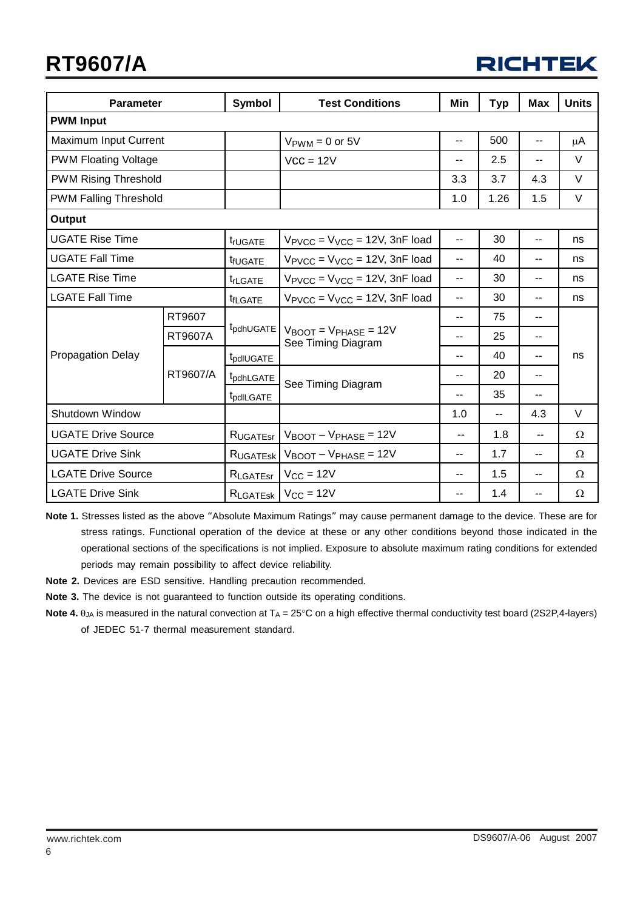| Parameter | | Symbol | Test Conditions | Min | Typ | Max | Units |
|---|---|---|---|---|---|---|---|
| **PWM Input** | | | | | | | |
| Maximum Input Current | | | $V_{PWM}$ = 0 or 5V | -- | 500 | -- | μA |
| PWM Floating Voltage | | | VCC = 12V | -- | 2.5 | -- | V |
| PWM Rising Threshold | | | | 3.3 | 3.7 | 4.3 | V |
| PWM Falling Threshold | | | | 1.0 | 1.26 | 1.5 | V |
| **Output** | | | | | | | |
| UGATE Rise Time | | $t_{rUGATE}$ | $V_{PVCC}$ = $V_{VCC}$ = 12V, 3nF load | -- | 30 | -- | ns |
| UGATE Fall Time | | $t_{fUGATE}$ | $V_{PVCC}$ = $V_{VCC}$ = 12V, 3nF load | -- | 40 | -- | ns |
| LGATE Rise Time | | $t_{rLGATE}$ | $V_{PVCC}$ = $V_{VCC}$ = 12V, 3nF load | -- | 30 | -- | ns |
| LGATE Fall Time | | $t_{fLGATE}$ | $V_{PVCC}$ = $V_{VCC}$ = 12V, 3nF load | -- | 30 | -- | ns |
| Propagation Delay | RT9607 | $t_{pdhUGATE}$ | $V_{BOOT}$ = $V_{PHASE}$ = 12V See Timing Diagram | -- | 75 | -- | ns |
| | RT9607A | $t_{pdhUGATE}$ | $V_{BOOT}$ = $V_{PHASE}$ = 12V See Timing Diagram | -- | 25 | -- | ns |
| | RT9607/A | $t_{pdlUGATE}$ | $V_{BOOT}$ = $V_{PHASE}$ = 12V See Timing Diagram | -- | 40 | -- | ns |
| | RT9607/A | $t_{pdhLGATE}$ | See Timing Diagram | -- | 20 | -- | ns |
| | RT9607/A | $t_{pdlLGATE}$ | See Timing Diagram | -- | 35 | -- | ns |
| Shutdown Window | | | | 1.0 | -- | 4.3 | V |
| UGATE Drive Source | | $R_{UGATEsr}$ | $V_{BOOT}$ − $V_{PHASE}$ = 12V | -- | 1.8 | -- | Ω |
| UGATE Drive Sink | | $R_{UGATEsk}$ | $V_{BOOT}$ − $V_{PHASE}$ = 12V | -- | 1.7 | -- | Ω |
| LGATE Drive Source | | $R_{LGATEsr}$ | $V_{CC}$ = 12V | -- | 1.5 | -- | Ω |
| LGATE Drive Sink | | $R_{LGATEsk}$ | $V_{CC}$ = 12V | -- | 1.4 | -- | Ω |

**Note 1.** Stresses listed as the above "Absolute Maximum Ratings" may cause permanent damage to the device. These are for stress ratings. Functional operation of the device at these or any other conditions beyond those indicated in the operational sections of the specifications is not implied. Exposure to absolute maximum rating conditions for extended periods may remain possibility to affect device reliability.

**Note 2.** Devices are ESD sensitive. Handling precaution recommended.

**Note 3.** The device is not guaranteed to function outside its operating conditions.

**Note 4.** $\theta_{JA}$ is measured in the natural convection at $T_A$ = 25°C on a high effective thermal conductivity test board (2S2P,4-layers) of JEDEC 51-7 thermal measurement standard.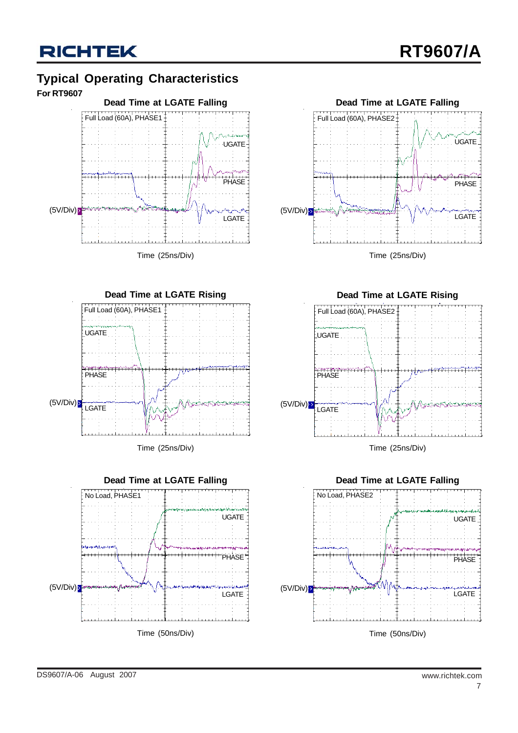## Typical Operating Characteristics

**For RT9607**

**Dead Time at LGATE Falling**

Full Load (60A), PHASE1

UGATE

PHASE

(5V/Div)

LGATE

Time (25ns/Div)

**Dead Time at LGATE Falling**

Full Load (60A), PHASE2

UGATE

PHASE

(5V/Div)

LGATE

Time (25ns/Div)

**Dead Time at LGATE Rising**

Full Load (60A), PHASE1

UGATE

PHASE

(5V/Div)

LGATE

Time (25ns/Div)

**Dead Time at LGATE Rising**

Full Load (60A), PHASE2

UGATE

PHASE

(5V/Div)

LGATE

Time (25ns/Div)

**Dead Time at LGATE Falling**

No Load, PHASE1

UGATE

PHASE

(5V/Div)

LGATE

Time (50ns/Div)

**Dead Time at LGATE Falling**

No Load, PHASE2

UGATE

PHASE

(5V/Div)

LGATE

Time (50ns/Div)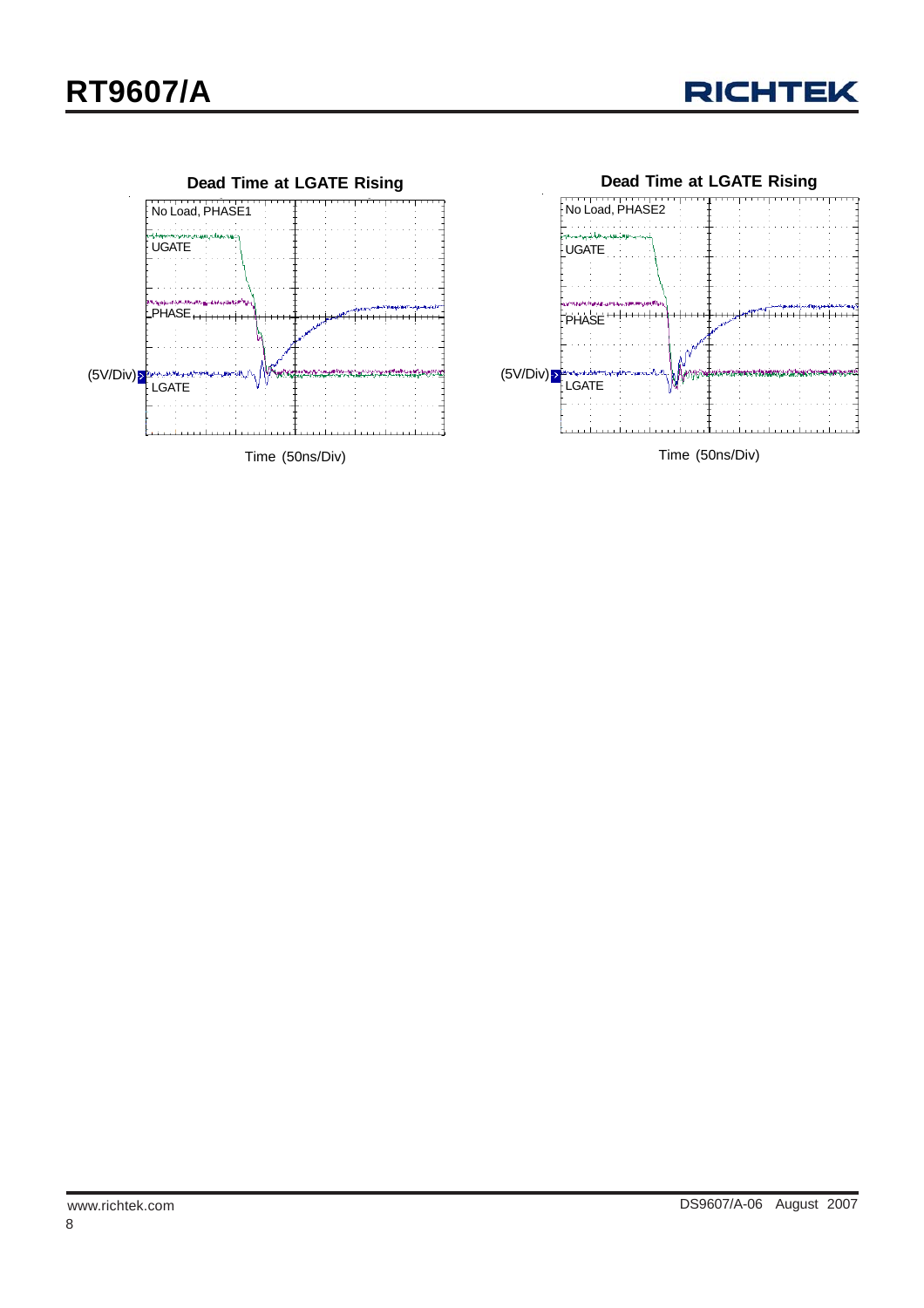**Dead Time at LGATE Rising**

No Load, PHASE1

UGATE

PHASE

(5V/Div)

LGATE

Time (50ns/Div)

**Dead Time at LGATE Rising**

No Load, PHASE2

UGATE

PHASE

(5V/Div)

LGATE

Time (50ns/Div)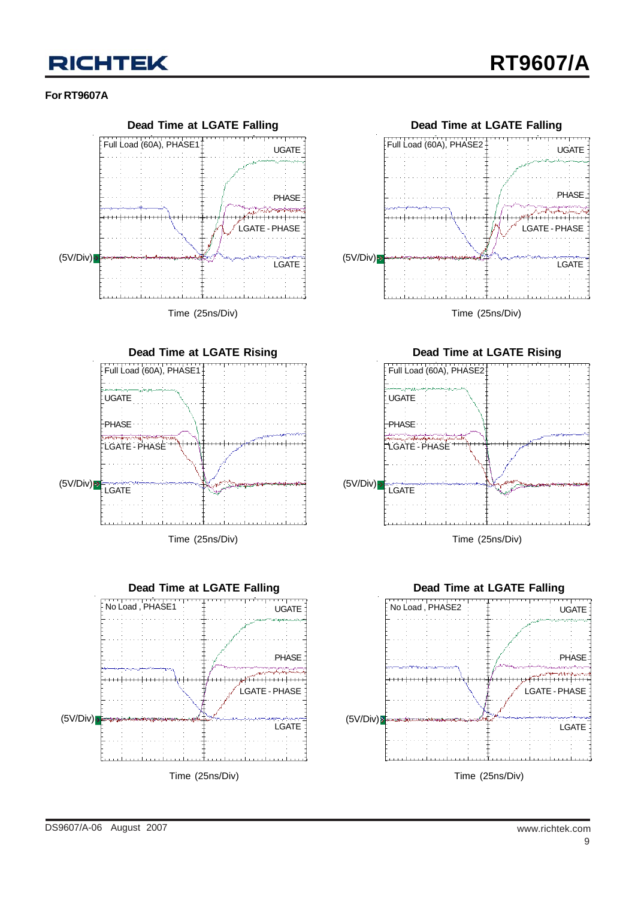**For RT9607A**

**Dead Time at LGATE Falling**

Full Load (60A), PHASE1

UGATE

PHASE

LGATE - PHASE

(5V/Div)

LGATE

Time (25ns/Div)

**Dead Time at LGATE Falling**

Full Load (60A), PHASE2

UGATE

PHASE

LGATE - PHASE

(5V/Div)

LGATE

Time (25ns/Div)

**Dead Time at LGATE Rising**

Full Load (60A), PHASE1

UGATE

PHASE

LGATE - PHASE

(5V/Div)

LGATE

Time (25ns/Div)

**Dead Time at LGATE Rising**

Full Load (60A), PHASE2

UGATE

PHASE

LGATE - PHASE

(5V/Div)

LGATE

Time (25ns/Div)

**Dead Time at LGATE Falling**

No Load , PHASE1

UGATE

PHASE

LGATE - PHASE

(5V/Div)

LGATE

Time (25ns/Div)

**Dead Time at LGATE Falling**

No Load , PHASE2

UGATE

PHASE

LGATE - PHASE

(5V/Div)

LGATE

Time (25ns/Div)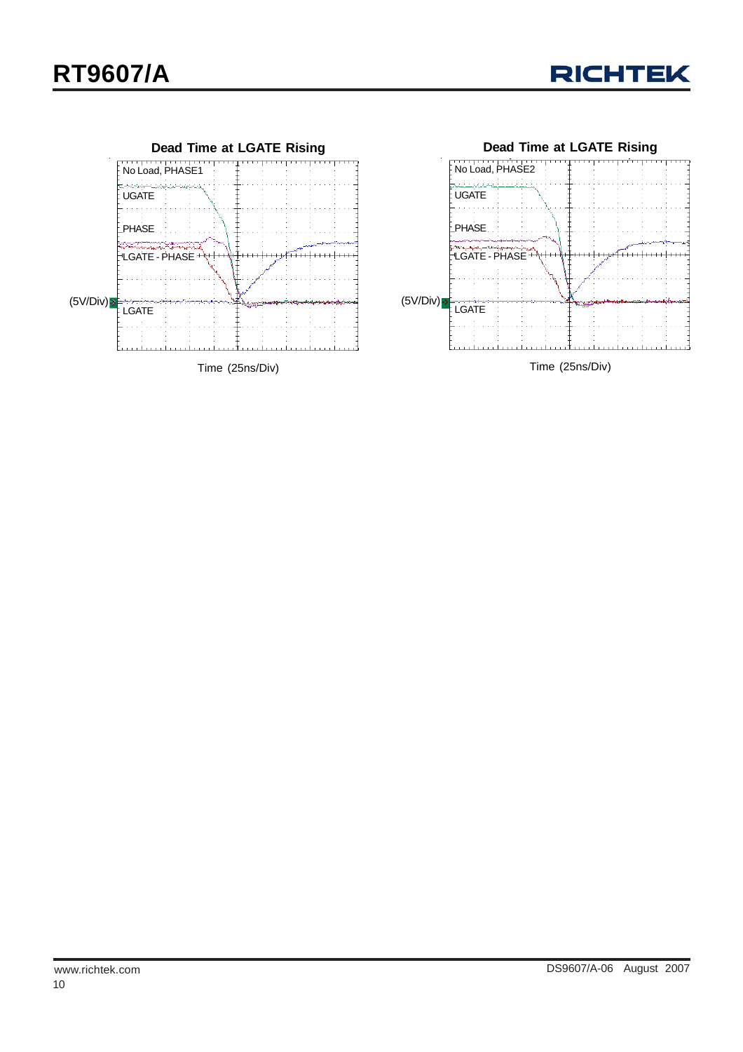Dead Time at LGATE Rising

No Load, PHASE1

UGATE

PHASE

LGATE - PHASE

(5V/Div)

LGATE

Time (25ns/Div)

Dead Time at LGATE Rising

No Load, PHASE2

UGATE

PHASE

LGATE - PHASE

(5V/Div)

LGATE

Time (25ns/Div)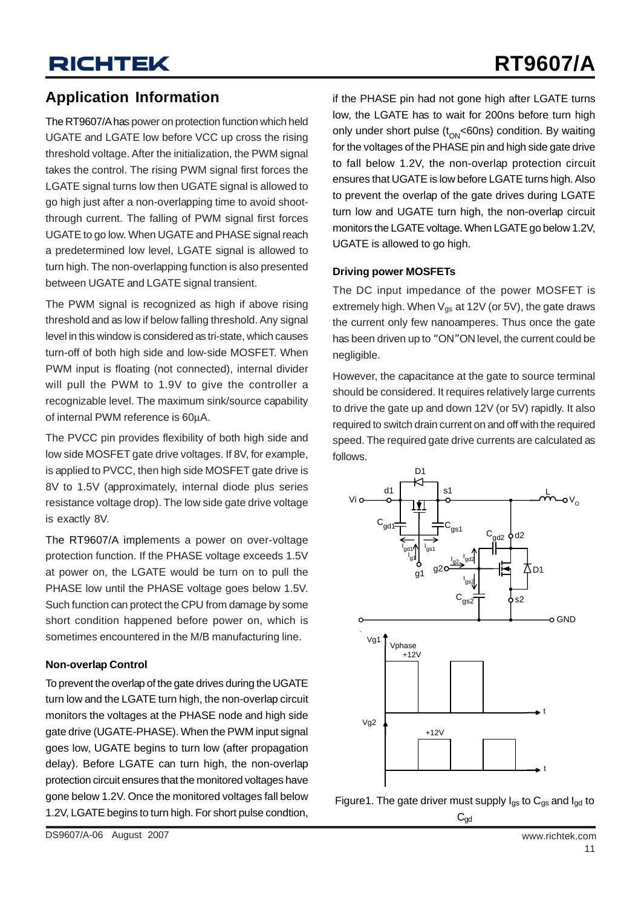## Application Information

The RT9607/A has power on protection function which held UGATE and LGATE low before VCC up cross the rising threshold voltage. After the initialization, the PWM signal takes the control. The rising PWM signal first forces the LGATE signal turns low then UGATE signal is allowed to go high just after a non-overlapping time to avoid shoot-through current. The falling of PWM signal first forces UGATE to go low. When UGATE and PHASE signal reach a predetermined low level, LGATE signal is allowed to turn high. The non-overlapping function is also presented between UGATE and LGATE signal transient.

The PWM signal is recognized as high if above rising threshold and as low if below falling threshold. Any signal level in this window is considered as tri-state, which causes turn-off of both high side and low-side MOSFET. When PWM input is floating (not connected), internal divider will pull the PWM to 1.9V to give the controller a recognizable level. The maximum sink/source capability of internal PWM reference is 60μA.

The PVCC pin provides flexibility of both high side and low side MOSFET gate drive voltages. If 8V, for example, is applied to PVCC, then high side MOSFET gate drive is 8V to 1.5V (approximately, internal diode plus series resistance voltage drop). The low side gate drive voltage is exactly 8V.

The RT9607/A implements a power on over-voltage protection function. If the PHASE voltage exceeds 1.5V at power on, the LGATE would be turn on to pull the PHASE low until the PHASE voltage goes below 1.5V. Such function can protect the CPU from damage by some short condition happened before power on, which is sometimes encountered in the M/B manufacturing line.

#### Non-overlap Control

To prevent the overlap of the gate drives during the UGATE turn low and the LGATE turn high, the non-overlap circuit monitors the voltages at the PHASE node and high side gate drive (UGATE-PHASE). When the PWM input signal goes low, UGATE begins to turn low (after propagation delay). Before LGATE can turn high, the non-overlap protection circuit ensures that the monitored voltages have gone below 1.2V. Once the monitored voltages fall below 1.2V, LGATE begins to turn high. For short pulse condtion, if the PHASE pin had not gone high after LGATE turns low, the LGATE has to wait for 200ns before turn high only under short pulse ($t_{ON}$<60ns) condition. By waiting for the voltages of the PHASE pin and high side gate drive to fall below 1.2V, the non-overlap protection circuit ensures that UGATE is low before LGATE turns high. Also to prevent the overlap of the gate drives during LGATE turn low and UGATE turn high, the non-overlap circuit monitors the LGATE voltage. When LGATE go below 1.2V, UGATE is allowed to go high.

#### Driving power MOSFETs

The DC input impedance of the power MOSFET is extremely high. When $V_{gs}$ at 12V (or 5V), the gate draws the current only few nanoamperes. Thus once the gate has been driven up to "ON"ON level, the current could be negligible.

However, the capacitance at the gate to source terminal should be considered. It requires relatively large currents to drive the gate up and down 12V (or 5V) rapidly. It also required to switch drain current on and off with the required speed. The required gate drive currents are calculated as follows.

Figure1. The gate driver must supply $I_{gs}$ to $C_{gs}$ and $I_{gd}$ to $C_{gd}$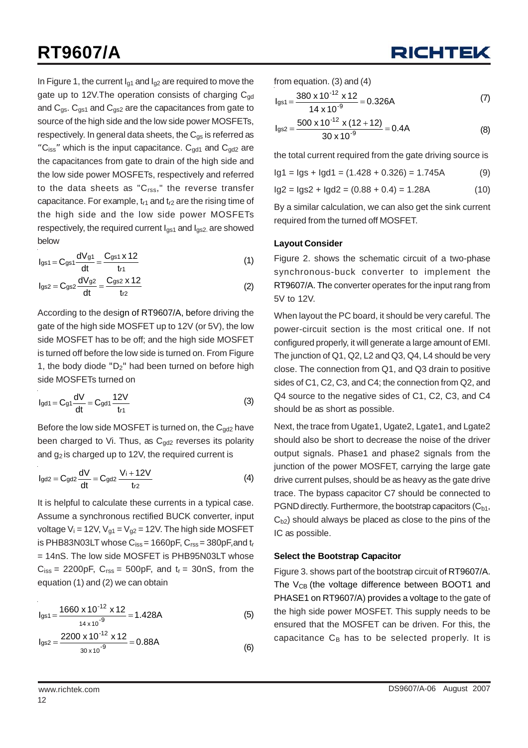In Figure 1, the current $I_{g1}$ and $I_{g2}$ are required to move the gate up to 12V.The operation consists of charging $C_{gd}$ and $C_{gs}$. $C_{gs1}$ and $C_{gs2}$ are the capacitances from gate to source of the high side and the low side power MOSFETs, respectively. In general data sheets, the $C_{gs}$ is referred as "$C_{iss}$" which is the input capacitance. $C_{gd1}$ and $C_{gd2}$ are the capacitances from gate to drain of the high side and the low side power MOSFETs, respectively and referred to the data sheets as "$C_{rss}$," the reverse transfer capacitance. For example, $t_{r1}$ and $t_{r2}$ are the rising time of the high side and the low side power MOSFETs respectively, the required current $I_{gs1}$ and $I_{gs2}$, are showed below

$$I_{gs1} = C_{gs1}\frac{dV_{g1}}{dt} = \frac{C_{gs1} \times 12}{t_{r1}} \tag{1}$$

$$I_{gs2} = C_{gs2}\frac{dV_{g2}}{dt} = \frac{C_{gs2} \times 12}{t_{r2}} \tag{2}$$

According to the design of RT9607/A, before driving the gate of the high side MOSFET up to 12V (or 5V), the low side MOSFET has to be off; and the high side MOSFET is turned off before the low side is turned on. From Figure 1, the body diode "$D_2$" had been turned on before high side MOSFETs turned on

$$I_{gd1} = C_{g1}\frac{dV}{dt} = C_{gd1}\frac{12V}{t_{r1}} \tag{3}$$

Before the low side MOSFET is turned on, the $C_{gd2}$ have been charged to Vi. Thus, as $C_{gd2}$ reverses its polarity and $g_2$ is charged up to 12V, the required current is

$$I_{gd2} = C_{gd2}\frac{dV}{dt} = C_{gd2}\frac{V_i + 12V}{t_{r2}} \tag{4}$$

It is helpful to calculate these currents in a typical case. Assume a synchronous rectified BUCK converter, input voltage $V_i$ = 12V, $V_{g1} = V_{g2}$ = 12V. The high side MOSFET is PHB83N03LT whose $C_{iss}$ = 1660pF, $C_{rss}$ = 380pF,and $t_r$ = 14nS. The low side MOSFET is PHB95N03LT whose $C_{iss}$ = 2200pF, $C_{rss}$ = 500pF, and $t_r$ = 30nS, from the equation (1) and (2) we can obtain

$$I_{gs1} = \frac{1660 \times 10^{-12} \times 12}{14 \times 10^{-9}} = 1.428A \tag{5}$$

$$I_{gs2} = \frac{2200 \times 10^{-12} \times 12}{30 \times 10^{-9}} = 0.88A \tag{6}$$

from equation. (3) and (4)

$$I_{gs1} = \frac{380 \times 10^{-12} \times 12}{14 \times 10^{-9}} = 0.326A \tag{7}$$

$$I_{gs2} = \frac{500 \times 10^{-12} \times (12 + 12)}{30 \times 10^{-9}} = 0.4A \tag{8}$$

the total current required from the gate driving source is

$$Ig1 = Igs + Igd1 = (1.428 + 0.326) = 1.745A \tag{9}$$

$$Ig2 = Igs2 + Igd2 = (0.88 + 0.4) = 1.28A \tag{10}$$

By a similar calculation, we can also get the sink current required from the turned off MOSFET.

### Layout Consider

Figure 2. shows the schematic circuit of a two-phase synchronous-buck converter to implement the RT9607/A. The converter operates for the input rang from 5V to 12V.

When layout the PC board, it should be very careful. The power-circuit section is the most critical one. If not configured properly, it will generate a large amount of EMI. The junction of Q1, Q2, L2 and Q3, Q4, L4 should be very close. The connection from Q1, and Q3 drain to positive sides of C1, C2, C3, and C4; the connection from Q2, and Q4 source to the negative sides of C1, C2, C3, and C4 should be as short as possible.

Next, the trace from Ugate1, Ugate2, Lgate1, and Lgate2 should also be short to decrease the noise of the driver output signals. Phase1 and phase2 signals from the junction of the power MOSFET, carrying the large gate drive current pulses, should be as heavy as the gate drive trace. The bypass capacitor C7 should be connected to PGND directly. Furthermore, the bootstrap capacitors ($C_{b1}$, $C_{b2}$) should always be placed as close to the pins of the IC as possible.

### Select the Bootstrap Capacitor

Figure 3. shows part of the bootstrap circuit of RT9607/A. The $V_{CB}$ (the voltage difference between BOOT1 and PHASE1 on RT9607/A) provides a voltage to the gate of the high side power MOSFET. This supply needs to be ensured that the MOSFET can be driven. For this, the capacitance $C_B$ has to be selected properly. It is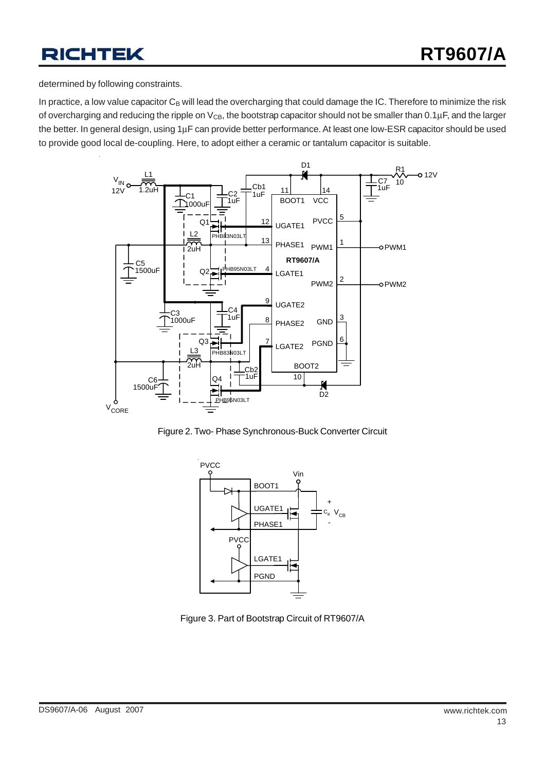determined by following constraints.

In practice, a low value capacitor $C_B$ will lead the overcharging that could damage the IC. Therefore to minimize the risk of overcharging and reducing the ripple on $V_{CB}$, the bootstrap capacitor should not be smaller than 0.1μF, and the larger the better. In general design, using 1μF can provide better performance. At least one low-ESR capacitor should be used to provide good local de-coupling. Here, to adopt either a ceramic or tantalum capacitor is suitable.

Figure 2. Two- Phase Synchronous-Buck Converter Circuit

Figure 3. Part of Bootstrap Circuit of RT9607/A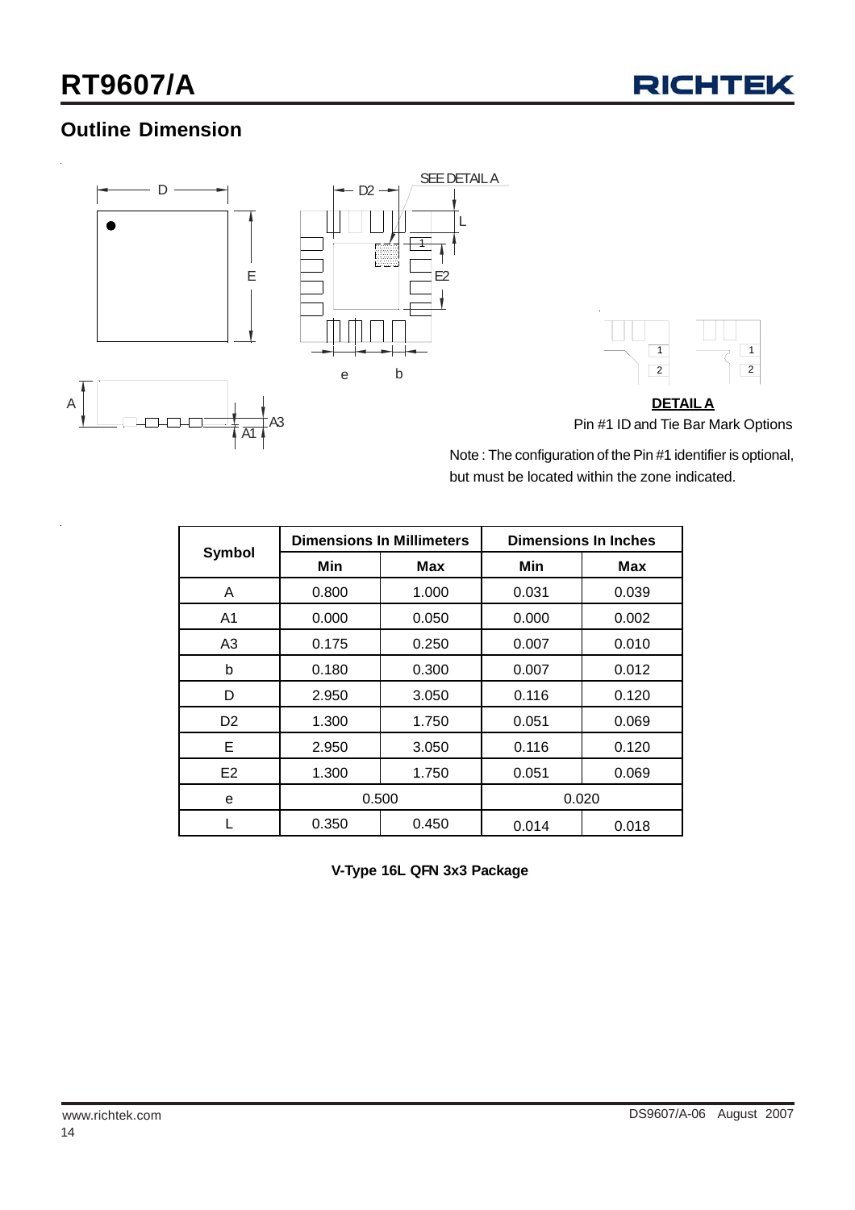## Outline Dimension

SEE DETAIL A

**DETAIL A**

Pin #1 ID and Tie Bar Mark Options

Note : The configuration of the Pin #1 identifier is optional, but must be located within the zone indicated.

| Symbol | Dimensions In Millimeters | | Dimensions In Inches | |
|---|---|---|---|---|
| | Min | Max | Min | Max |
| A | 0.800 | 1.000 | 0.031 | 0.039 |
| A1 | 0.000 | 0.050 | 0.000 | 0.002 |
| A3 | 0.175 | 0.250 | 0.007 | 0.010 |
| b | 0.180 | 0.300 | 0.007 | 0.012 |
| D | 2.950 | 3.050 | 0.116 | 0.120 |
| D2 | 1.300 | 1.750 | 0.051 | 0.069 |
| E | 2.950 | 3.050 | 0.116 | 0.120 |
| E2 | 1.300 | 1.750 | 0.051 | 0.069 |
| e | 0.500 | | 0.020 | |
| L | 0.350 | 0.450 | 0.014 | 0.018 |

**V-Type 16L QFN 3x3 Package**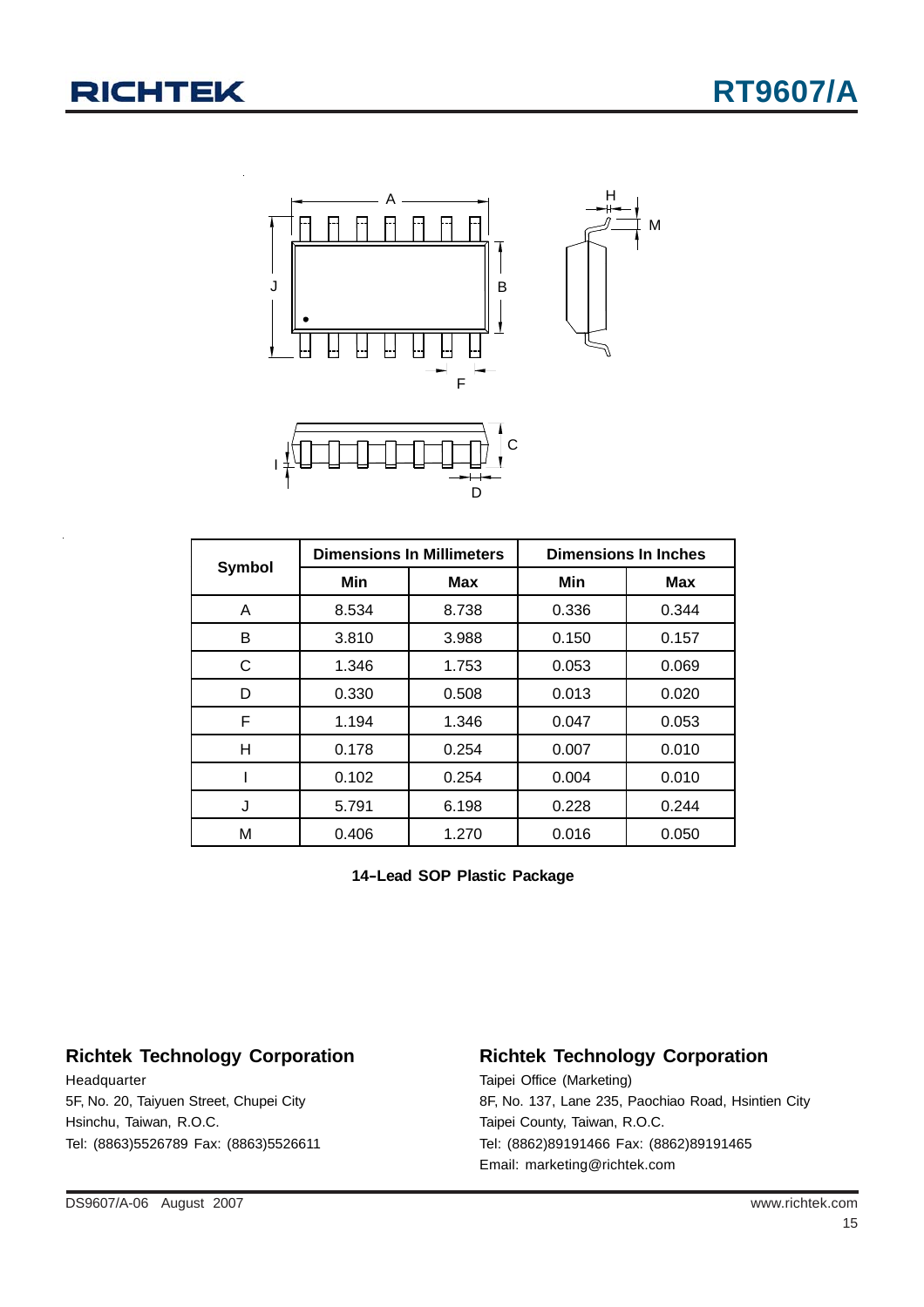A

H

M

J

B

F

C

I

D

| Symbol | Dimensions In Millimeters | | Dimensions In Inches | |
|---|---|---|---|---|
| | Min | Max | Min | Max |
| A | 8.534 | 8.738 | 0.336 | 0.344 |
| B | 3.810 | 3.988 | 0.150 | 0.157 |
| C | 1.346 | 1.753 | 0.053 | 0.069 |
| D | 0.330 | 0.508 | 0.013 | 0.020 |
| F | 1.194 | 1.346 | 0.047 | 0.053 |
| H | 0.178 | 0.254 | 0.007 | 0.010 |
| I | 0.102 | 0.254 | 0.004 | 0.010 |
| J | 5.791 | 6.198 | 0.228 | 0.244 |
| M | 0.406 | 1.270 | 0.016 | 0.050 |

**14-Lead SOP Plastic Package**

### Richtek Technology Corporation

Headquarter
5F, No. 20, Taiyuen Street, Chupei City
Hsinchu, Taiwan, R.O.C.
Tel: (8863)5526789 Fax: (8863)5526611

### Richtek Technology Corporation

Taipei Office (Marketing)
8F, No. 137, Lane 235, Paochiao Road, Hsintien City
Taipei County, Taiwan, R.O.C.
Tel: (8862)89191466 Fax: (8862)89191465
Email: marketing@richtek.com